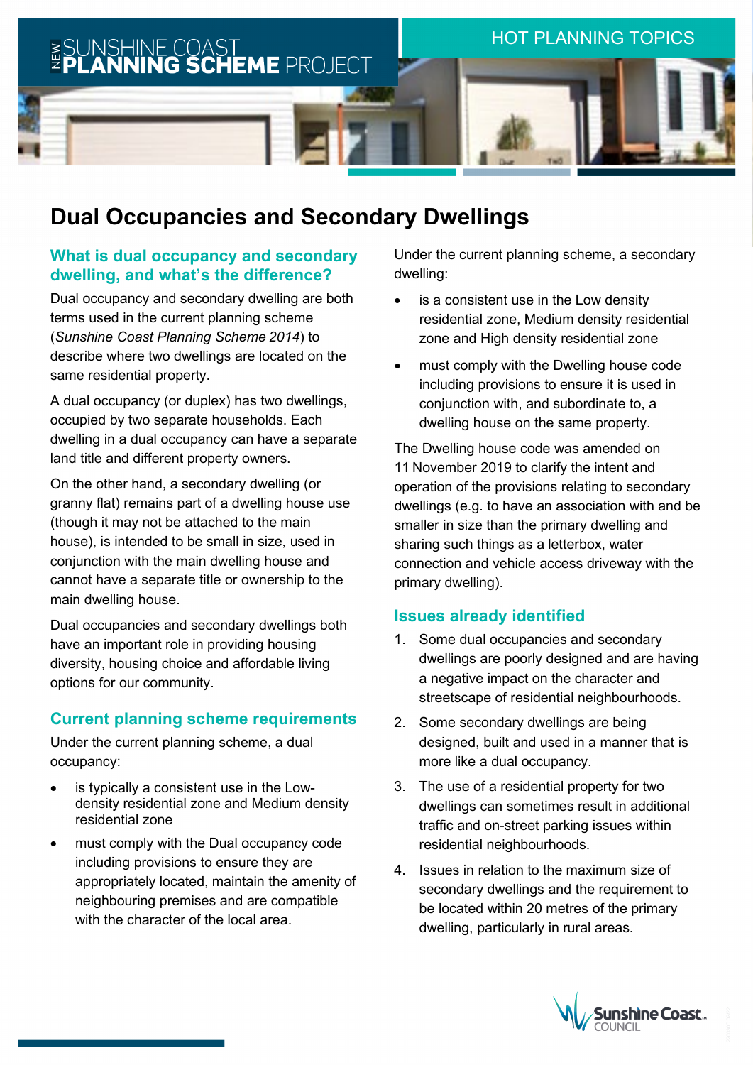NEW SUNSHINE COAST **PLANNING SCHEME** PROJECT

HOT PLANNING TOPICS

# Dual Occupancies and Secondary Dwellings

## What is dual occupancy and secondary dwelling, and what's the difference?

Dual occupancy and secondary dwelling are both terms used in the current planning scheme (*Sunshine Coast Planning Scheme 2014*) to describe where two dwellings are located on the same residential property.

A dual occupancy (or duplex) has two dwellings, occupied by two separate households. Each dwelling in a dual occupancy can have a separate land title and different property owners.

On the other hand, a secondary dwelling (or granny flat) remains part of a dwelling house use (though it may not be attached to the main house), is intended to be small in size, used in conjunction with the main dwelling house and cannot have a separate title or ownership to the main dwelling house.

Dual occupancies and secondary dwellings both have an important role in providing housing diversity, housing choice and affordable living options for our community.

## Current planning scheme requirements

Under the current planning scheme, a dual occupancy:

- is typically a consistent use in the Low-density residential zone and Medium density residential zone
- must comply with the Dual occupancy code including provisions to ensure they are appropriately located, maintain the amenity of neighbouring premises and are compatible with the character of the local area.

Under the current planning scheme, a secondary dwelling:

- is a consistent use in the Low density residential zone, Medium density residential zone and High density residential zone
- must comply with the Dwelling house code including provisions to ensure it is used in conjunction with, and subordinate to, a dwelling house on the same property.

The Dwelling house code was amended on 11 November 2019 to clarify the intent and operation of the provisions relating to secondary dwellings (e.g. to have an association with and be smaller in size than the primary dwelling and sharing such things as a letterbox, water connection and vehicle access driveway with the primary dwelling).

## Issues already identified

1. Some dual occupancies and secondary dwellings are poorly designed and are having a negative impact on the character and streetscape of residential neighbourhoods.
2. Some secondary dwellings are being designed, built and used in a manner that is more like a dual occupancy.
3. The use of a residential property for two dwellings can sometimes result in additional traffic and on-street parking issues within residential neighbourhoods.
4. Issues in relation to the maximum size of secondary dwellings and the requirement to be located within 20 metres of the primary dwelling, particularly in rural areas.

Sunshine Coast COUNCIL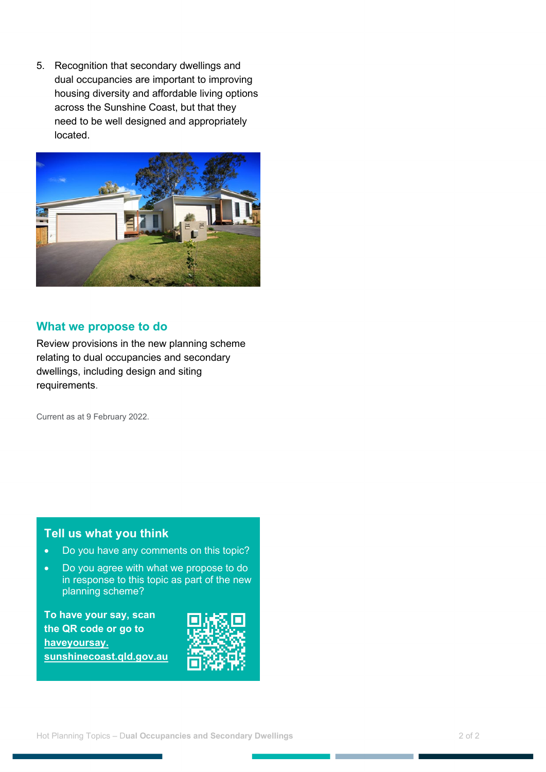5. Recognition that secondary dwellings and dual occupancies are important to improving housing diversity and affordable living options across the Sunshine Coast, but that they need to be well designed and appropriately located.

## What we propose to do

Review provisions in the new planning scheme relating to dual occupancies and secondary dwellings, including design and siting requirements.

Current as at 9 February 2022.

## Tell us what you think

- Do you have any comments on this topic?
- Do you agree with what we propose to do in response to this topic as part of the new planning scheme?

**To have your say, scan the QR code or go to haveyoursay.sunshinecoast.qld.gov.au**